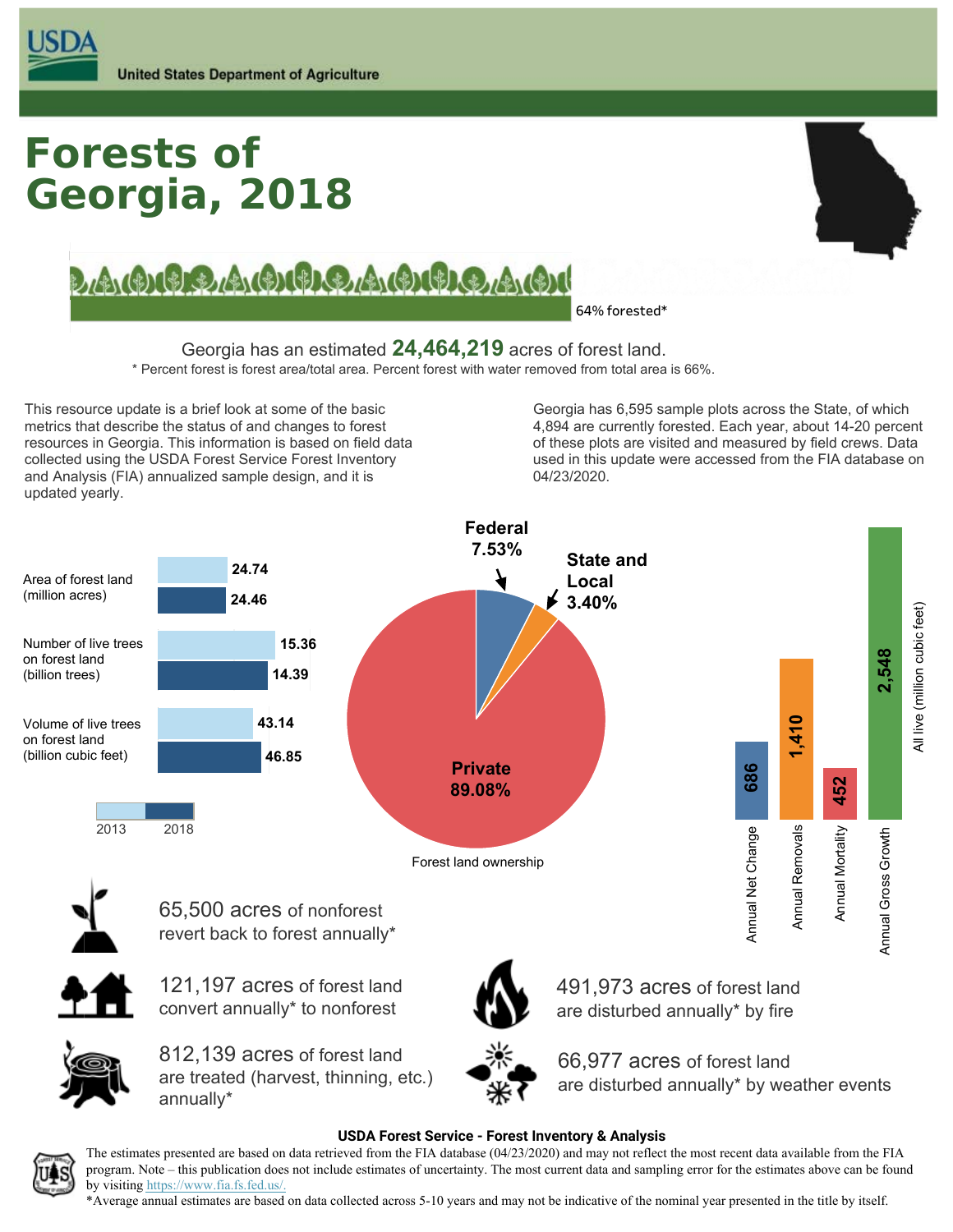United States Department of Agriculture

# Forests of Georgia, 2018

64% forested*

Georgia has an estimated **24,464,219** acres of forest land.

\* Percent forest is forest area/total area. Percent forest with water removed from total area is 66%.

This resource update is a brief look at some of the basic metrics that describe the status of and changes to forest resources in Georgia. This information is based on field data collected using the USDA Forest Service Forest Inventory and Analysis (FIA) annualized sample design, and it is updated yearly.

Georgia has 6,595 sample plots across the State, of which 4,894 are currently forested. Each year, about 14-20 percent of these plots are visited and measured by field crews. Data used in this update were accessed from the FIA database on 04/23/2020.

| | 2013 | 2018 |
|---|---|---|
| Area of forest land (million acres) | 24.74 | 24.46 |
| Number of live trees on forest land (billion trees) | 15.36 | 14.39 |
| Volume of live trees on forest land (billion cubic feet) | 43.14 | 46.85 |

**Forest land ownership**

| Owner | Percent |
|---|---|
| Federal | 7.53% |
| State and Local | 3.40% |
| Private | 89.08% |

**All live (million cubic feet)**

| Component | Value |
|---|---|
| Annual Net Change | 686 |
| Annual Removals | 1,410 |
| Annual Mortality | 452 |
| Annual Gross Growth | 2,548 |

65,500 acres of nonforest revert back to forest annually*

121,197 acres of forest land convert annually* to nonforest

812,139 acres of forest land are treated (harvest, thinning, etc.) annually*

491,973 acres of forest land are disturbed annually* by fire

66,977 acres of forest land are disturbed annually* by weather events

**USDA Forest Service - Forest Inventory & Analysis**

The estimates presented are based on data retrieved from the FIA database (04/23/2020) and may not reflect the most recent data available from the FIA program. Note – this publication does not include estimates of uncertainty. The most current data and sampling error for the estimates above can be found by visiting https://www.fia.fs.fed.us/.

\*Average annual estimates are based on data collected across 5-10 years and may not be indicative of the nominal year presented in the title by itself.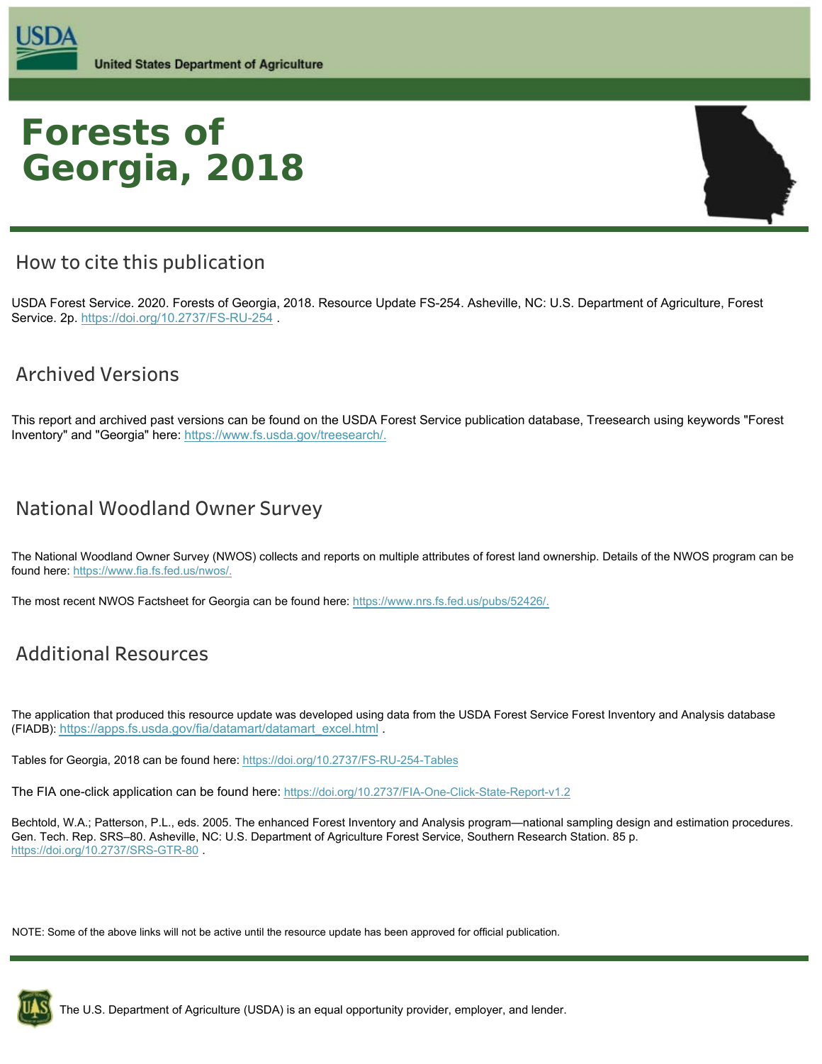USDA

United States Department of Agriculture

# Forests of Georgia, 2018

## How to cite this publication

USDA Forest Service. 2020. Forests of Georgia, 2018. Resource Update FS-254. Asheville, NC: U.S. Department of Agriculture, Forest Service. 2p. https://doi.org/10.2737/FS-RU-254 .

## Archived Versions

This report and archived past versions can be found on the USDA Forest Service publication database, Treesearch using keywords "Forest Inventory" and "Georgia" here: https://www.fs.usda.gov/treesearch/.

## National Woodland Owner Survey

The National Woodland Owner Survey (NWOS) collects and reports on multiple attributes of forest land ownership. Details of the NWOS program can be found here: https://www.fia.fs.fed.us/nwos/.

The most recent NWOS Factsheet for Georgia can be found here: https://www.nrs.fs.fed.us/pubs/52426/.

## Additional Resources

The application that produced this resource update was developed using data from the USDA Forest Service Forest Inventory and Analysis database (FIADB): https://apps.fs.usda.gov/fia/datamart/datamart_excel.html .

Tables for Georgia, 2018 can be found here: https://doi.org/10.2737/FS-RU-254-Tables

The FIA one-click application can be found here: https://doi.org/10.2737/FIA-One-Click-State-Report-v1.2

Bechtold, W.A.; Patterson, P.L., eds. 2005. The enhanced Forest Inventory and Analysis program—national sampling design and estimation procedures. Gen. Tech. Rep. SRS–80. Asheville, NC: U.S. Department of Agriculture Forest Service, Southern Research Station. 85 p. https://doi.org/10.2737/SRS-GTR-80 .

NOTE: Some of the above links will not be active until the resource update has been approved for official publication.

The U.S. Department of Agriculture (USDA) is an equal opportunity provider, employer, and lender.